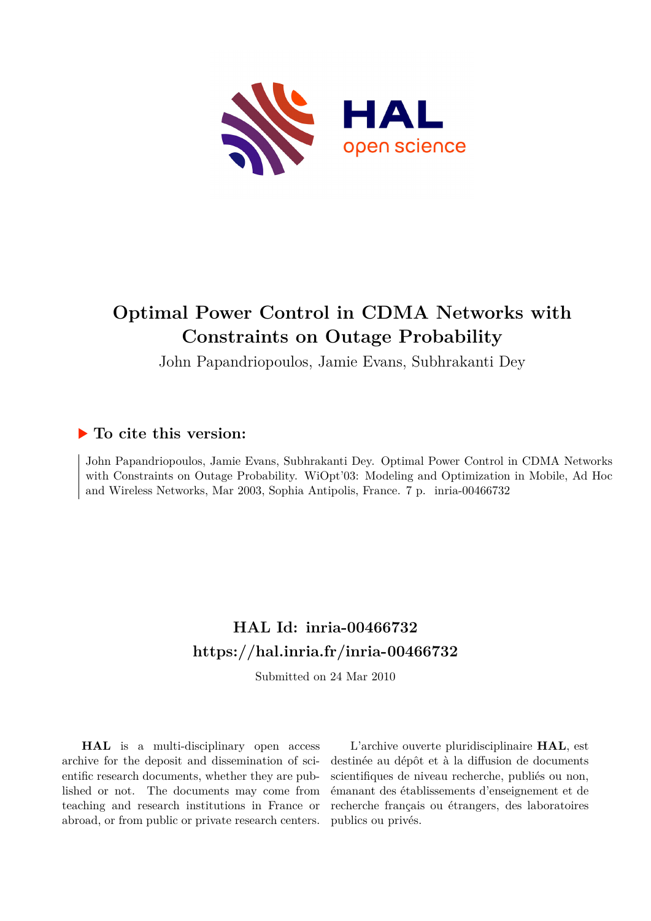# Optimal Power Control in CDMA Networks with Constraints on Outage Probability

John Papandriopoulos, Jamie Evans, Subhrakanti Dey

## ▶ To cite this version:

John Papandriopoulos, Jamie Evans, Subhrakanti Dey. Optimal Power Control in CDMA Networks with Constraints on Outage Probability. WiOpt'03: Modeling and Optimization in Mobile, Ad Hoc and Wireless Networks, Mar 2003, Sophia Antipolis, France. 7 p. inria-00466732

## HAL Id: inria-00466732

## https://hal.inria.fr/inria-00466732

Submitted on 24 Mar 2010

**HAL** is a multi-disciplinary open access archive for the deposit and dissemination of scientific research documents, whether they are published or not. The documents may come from teaching and research institutions in France or abroad, or from public or private research centers.

L'archive ouverte pluridisciplinaire **HAL**, est destinée au dépôt et à la diffusion de documents scientifiques de niveau recherche, publiés ou non, émanant des établissements d'enseignement et de recherche français ou étrangers, des laboratoires publics ou privés.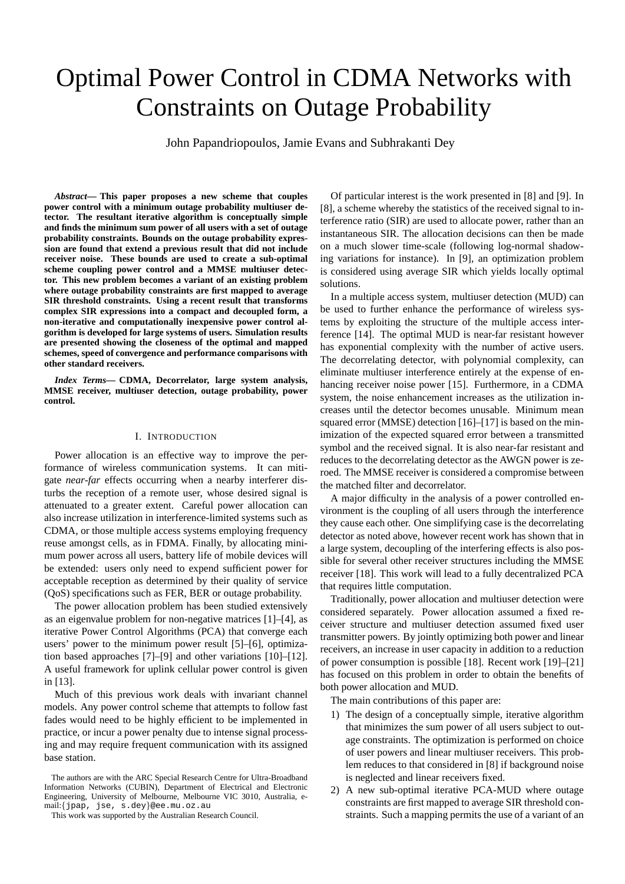# Optimal Power Control in CDMA Networks with Constraints on Outage Probability

John Papandriopoulos, Jamie Evans and Subhrakanti Dey

***Abstract*— This paper proposes a new scheme that couples power control with a minimum outage probability multiuser detector. The resultant iterative algorithm is conceptually simple and finds the minimum sum power of all users with a set of outage probability constraints. Bounds on the outage probability expression are found that extend a previous result that did not include receiver noise. These bounds are used to create a sub-optimal scheme coupling power control and a MMSE multiuser detector. This new problem becomes a variant of an existing problem where outage probability constraints are first mapped to average SIR threshold constraints. Using a recent result that transforms complex SIR expressions into a compact and decoupled form, a non-iterative and computationally inexpensive power control algorithm is developed for large systems of users. Simulation results are presented showing the closeness of the optimal and mapped schemes, speed of convergence and performance comparisons with other standard receivers.**

***Index Terms*— CDMA, Decorrelator, large system analysis, MMSE receiver, multiuser detection, outage probability, power control.**

## I. Introduction

Power allocation is an effective way to improve the performance of wireless communication systems. It can mitigate *near-far* effects occurring when a nearby interferer disturbs the reception of a remote user, whose desired signal is attenuated to a greater extent. Careful power allocation can also increase utilization in interference-limited systems such as CDMA, or those multiple access systems employing frequency reuse amongst cells, as in FDMA. Finally, by allocating minimum power across all users, battery life of mobile devices will be extended: users only need to expend sufficient power for acceptable reception as determined by their quality of service (QoS) specifications such as FER, BER or outage probability.

The power allocation problem has been studied extensively as an eigenvalue problem for non-negative matrices [1]–[4], as iterative Power Control Algorithms (PCA) that converge each users' power to the minimum power result [5]–[6], optimization based approaches [7]–[9] and other variations [10]–[12]. A useful framework for uplink cellular power control is given in [13].

Much of this previous work deals with invariant channel models. Any power control scheme that attempts to follow fast fades would need to be highly efficient to be implemented in practice, or incur a power penalty due to intense signal processing and may require frequent communication with its assigned base station.

Of particular interest is the work presented in [8] and [9]. In [8], a scheme whereby the statistics of the received signal to interference ratio (SIR) are used to allocate power, rather than an instantaneous SIR. The allocation decisions can then be made on a much slower time-scale (following log-normal shadowing variations for instance). In [9], an optimization problem is considered using average SIR which yields locally optimal solutions.

In a multiple access system, multiuser detection (MUD) can be used to further enhance the performance of wireless systems by exploiting the structure of the multiple access interference [14]. The optimal MUD is near-far resistant however has exponential complexity with the number of active users. The decorrelating detector, with polynomial complexity, can eliminate multiuser interference entirely at the expense of enhancing receiver noise power [15]. Furthermore, in a CDMA system, the noise enhancement increases as the utilization increases until the detector becomes unusable. Minimum mean squared error (MMSE) detection [16]–[17] is based on the minimization of the expected squared error between a transmitted symbol and the received signal. It is also near-far resistant and reduces to the decorrelating detector as the AWGN power is zeroed. The MMSE receiver is considered a compromise between the matched filter and decorrelator.

A major difficulty in the analysis of a power controlled environment is the coupling of all users through the interference they cause each other. One simplifying case is the decorrelating detector as noted above, however recent work has shown that in a large system, decoupling of the interfering effects is also possible for several other receiver structures including the MMSE receiver [18]. This work will lead to a fully decentralized PCA that requires little computation.

Traditionally, power allocation and multiuser detection were considered separately. Power allocation assumed a fixed receiver structure and multiuser detection assumed fixed user transmitter powers. By jointly optimizing both power and linear receivers, an increase in user capacity in addition to a reduction of power consumption is possible [18]. Recent work [19]–[21] has focused on this problem in order to obtain the benefits of both power allocation and MUD.

The main contributions of this paper are:

1) The design of a conceptually simple, iterative algorithm that minimizes the sum power of all users subject to outage constraints. The optimization is performed on choice of user powers and linear multiuser receivers. This problem reduces to that considered in [8] if background noise is neglected and linear receivers fixed.
2) A new sub-optimal iterative PCA-MUD where outage constraints are first mapped to average SIR threshold constraints. Such a mapping permits the use of a variant of an

The authors are with the ARC Special Research Centre for Ultra-Broadband Information Networks (CUBIN), Department of Electrical and Electronic Engineering, University of Melbourne, Melbourne VIC 3010, Australia, e-mail:{jpap, jse, s.dey}@ee.mu.oz.au

This work was supported by the Australian Research Council.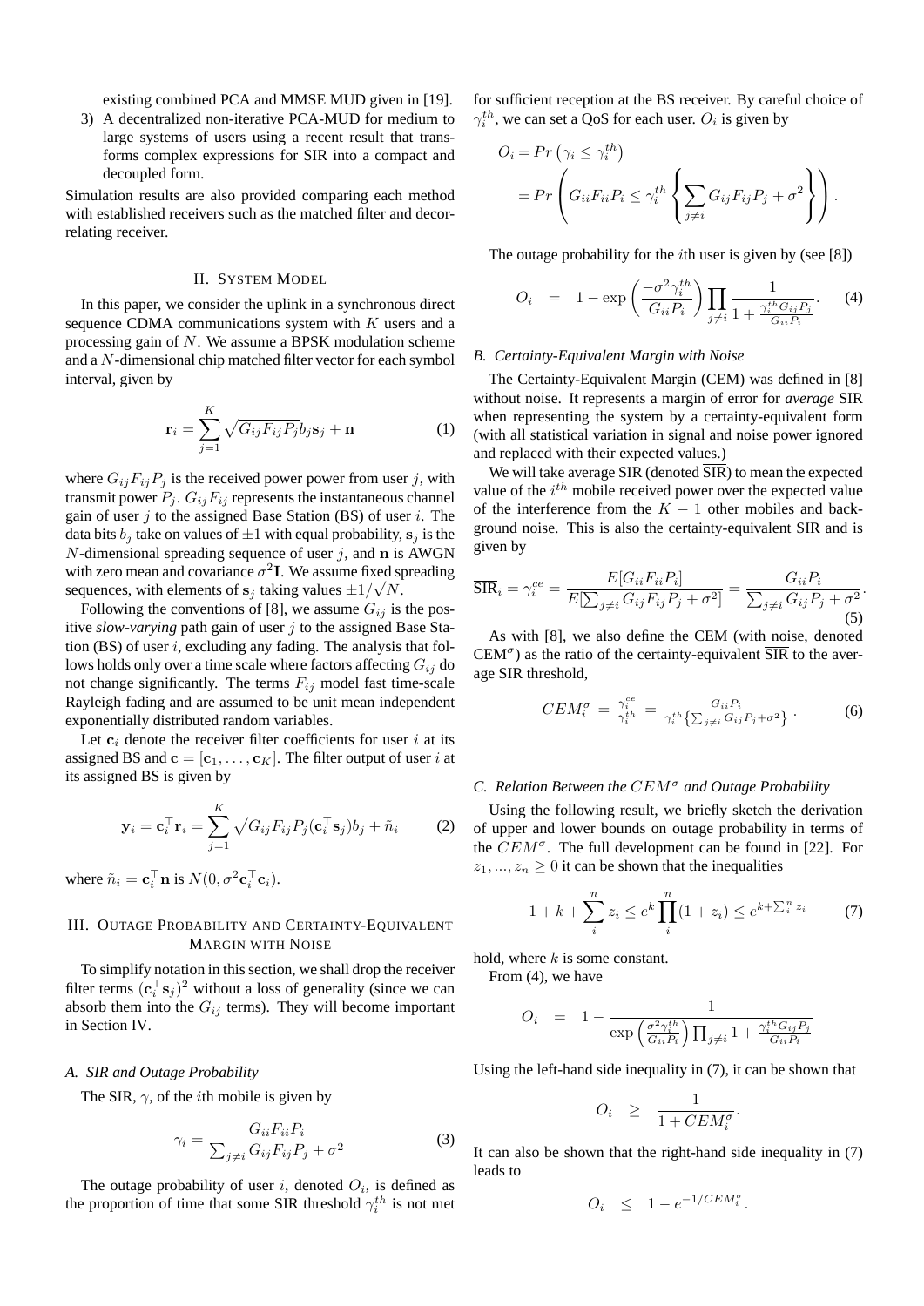existing combined PCA and MMSE MUD given in [19].

3) A decentralized non-iterative PCA-MUD for medium to large systems of users using a recent result that transforms complex expressions for SIR into a compact and decoupled form.

Simulation results are also provided comparing each method with established receivers such as the matched filter and decorrelating receiver.

## II. System Model

In this paper, we consider the uplink in a synchronous direct sequence CDMA communications system with $K$ users and a processing gain of $N$. We assume a BPSK modulation scheme and a $N$-dimensional chip matched filter vector for each symbol interval, given by

$$\mathbf{r}_i = \sum_{j=1}^{K} \sqrt{G_{ij}F_{ij}P_j} b_j \mathbf{s}_j + \mathbf{n} \tag{1}$$

where $G_{ij}F_{ij}P_j$ is the received power power from user $j$, with transmit power $P_j$. $G_{ij}F_{ij}$ represents the instantaneous channel gain of user $j$ to the assigned Base Station (BS) of user $i$. The data bits $b_j$ take on values of $\pm 1$ with equal probability, $\mathbf{s}_j$ is the $N$-dimensional spreading sequence of user $j$, and $\mathbf{n}$ is AWGN with zero mean and covariance $\sigma^2\mathbf{I}$. We assume fixed spreading sequences, with elements of $\mathbf{s}_j$ taking values $\pm 1/\sqrt{N}$.

Following the conventions of [8], we assume $G_{ij}$ is the positive *slow-varying* path gain of user $j$ to the assigned Base Station (BS) of user $i$, excluding any fading. The analysis that follows holds only over a time scale where factors affecting $G_{ij}$ do not change significantly. The terms $F_{ij}$ model fast time-scale Rayleigh fading and are assumed to be unit mean independent exponentially distributed random variables.

Let $\mathbf{c}_i$ denote the receiver filter coefficients for user $i$ at its assigned BS and $\mathbf{c} = [\mathbf{c}_1, \ldots, \mathbf{c}_K]$. The filter output of user $i$ at its assigned BS is given by

$$\mathbf{y}_i = \mathbf{c}_i^\top \mathbf{r}_i = \sum_{j=1}^{K} \sqrt{G_{ij}F_{ij}P_j} (\mathbf{c}_i^\top \mathbf{s}_j) b_j + \tilde{n}_i \tag{2}$$

where $\tilde{n}_i = \mathbf{c}_i^\top \mathbf{n}$ is $N(0, \sigma^2 \mathbf{c}_i^\top \mathbf{c}_i)$.

## III. Outage Probability and Certainty-Equivalent Margin with Noise

To simplify notation in this section, we shall drop the receiver filter terms $(\mathbf{c}_i^\top \mathbf{s}_j)^2$ without a loss of generality (since we can absorb them into the $G_{ij}$ terms). They will become important in Section IV.

### A. SIR and Outage Probability

The SIR, $\gamma$, of the $i$th mobile is given by

$$\gamma_i = \frac{G_{ii}F_{ii}P_i}{\sum_{j \neq i} G_{ij}F_{ij}P_j + \sigma^2} \tag{3}$$

The outage probability of user $i$, denoted $O_i$, is defined as the proportion of time that some SIR threshold $\gamma_i^{th}$ is not met for sufficient reception at the BS receiver. By careful choice of $\gamma_i^{th}$, we can set a QoS for each user. $O_i$ is given by

$$\begin{aligned} O_i &= Pr\left(\gamma_i \leq \gamma_i^{th}\right) \\ &= Pr\left(G_{ii}F_{ii}P_i \leq \gamma_i^{th}\left\{\sum_{j\neq i} G_{ij}F_{ij}P_j + \sigma^2\right\}\right). \end{aligned}$$

The outage probability for the $i$th user is given by (see [8])

$$O_i \;\; = \;\; 1 - \exp\left(\frac{-\sigma^2\gamma_i^{th}}{G_{ii}P_i}\right) \prod_{j\neq i} \frac{1}{1 + \frac{\gamma_i^{th}G_{ij}P_j}{G_{ii}P_i}}. \tag{4}$$

### B. Certainty-Equivalent Margin with Noise

The Certainty-Equivalent Margin (CEM) was defined in [8] without noise. It represents a margin of error for *average* SIR when representing the system by a certainty-equivalent form (with all statistical variation in signal and noise power ignored and replaced with their expected values.)

We will take average SIR (denoted $\overline{\text{SIR}}$) to mean the expected value of the $i^{th}$ mobile received power over the expected value of the interference from the $K-1$ other mobiles and background noise. This is also the certainty-equivalent SIR and is given by

$$\overline{\text{SIR}}_i = \gamma_i^{ce} = \frac{E[G_{ii}F_{ii}P_i]}{E[\sum_{j\neq i} G_{ij}F_{ij}P_j + \sigma^2]} = \frac{G_{ii}P_i}{\sum_{j\neq i} G_{ij}P_j + \sigma^2}. \tag{5}$$

As with [8], we also define the CEM (with noise, denoted CEM$^\sigma$) as the ratio of the certainty-equivalent $\overline{\text{SIR}}$ to the average SIR threshold,

$$CEM_i^\sigma \; = \; \frac{\gamma_i^{ce}}{\gamma_i^{th}} \; = \; \frac{G_{ii}P_i}{\gamma_i^{th}\left\{\sum_{j\neq i} G_{ij}P_j + \sigma^2\right\}}. \tag{6}$$

### C. Relation Between the $CEM^\sigma$ and Outage Probability

Using the following result, we briefly sketch the derivation of upper and lower bounds on outage probability in terms of the $CEM^\sigma$. The full development can be found in [22]. For $z_1, ..., z_n \geq 0$ it can be shown that the inequalities

$$1 + k + \sum_i^n z_i \leq e^k \prod_i^n (1 + z_i) \leq e^{k + \sum_i^n z_i} \tag{7}$$

hold, where $k$ is some constant.

From (4), we have

$$O_i \;\; = \;\; 1 - \frac{1}{\exp\left(\frac{\sigma^2\gamma_i^{th}}{G_{ii}P_i}\right) \prod_{j\neq i} 1 + \frac{\gamma_i^{th}G_{ij}P_j}{G_{ii}P_i}}$$

Using the left-hand side inequality in (7), it can be shown that

$$O_i \;\; \geq \;\; \frac{1}{1 + CEM_i^\sigma}.$$

It can also be shown that the right-hand side inequality in (7) leads to

$$O_i \;\; \leq \;\; 1 - e^{-1/CEM_i^\sigma}.$$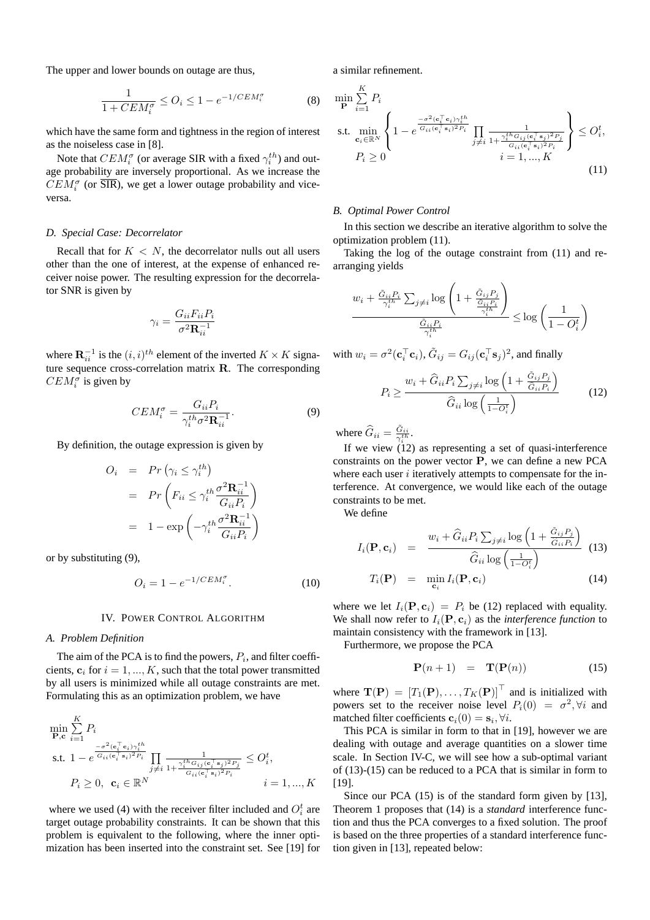The upper and lower bounds on outage are thus,

$$\frac{1}{1+CEM_i^\sigma} \le O_i \le 1 - e^{-1/CEM_i^\sigma} \tag{8}$$

which have the same form and tightness in the region of interest as the noiseless case in [8].

Note that $CEM_i^\sigma$ (or average SIR with a fixed $\gamma_i^{th}$) and outage probability are inversely proportional. As we increase the $CEM_i^\sigma$ (or $\overline{\text{SIR}}$), we get a lower outage probability and vice-versa.

### D. Special Case: Decorrelator

Recall that for $K < N$, the decorrelator nulls out all users other than the one of interest, at the expense of enhanced receiver noise power. The resulting expression for the decorrelator SNR is given by

$$\gamma_i = \frac{G_{ii}F_{ii}P_i}{\sigma^2 \mathbf{R}_{ii}^{-1}}$$

where $\mathbf{R}_{ii}^{-1}$ is the $(i,i)^{th}$ element of the inverted $K \times K$ signature sequence cross-correlation matrix $\mathbf{R}$. The corresponding $CEM_i^\sigma$ is given by

$$CEM_i^\sigma = \frac{G_{ii}P_i}{\gamma_i^{th}\sigma^2 \mathbf{R}_{ii}^{-1}}. \tag{9}$$

By definition, the outage expression is given by

$$\begin{aligned}
O_i &= Pr\left(\gamma_i \le \gamma_i^{th}\right) \\
&= Pr\left(F_{ii} \le \gamma_i^{th} \frac{\sigma^2 \mathbf{R}_{ii}^{-1}}{G_{ii}P_i}\right) \\
&= 1 - \exp\left(-\gamma_i^{th} \frac{\sigma^2 \mathbf{R}_{ii}^{-1}}{G_{ii}P_i}\right)
\end{aligned}$$

or by substituting (9),

$$O_i = 1 - e^{-1/CEM_i^\sigma}. \tag{10}$$

## IV. Power Control Algorithm

### A. Problem Definition

The aim of the PCA is to find the powers, $P_i$, and filter coefficients, $\mathbf{c}_i$ for $i = 1, ..., K$, such that the total power transmitted by all users is minimized while all outage constraints are met. Formulating this as an optimization problem, we have

$$\begin{aligned}
&\min_{\mathbf{P},\mathbf{c}} \sum_{i=1}^{K} P_i \\
&\text{s.t. } 1 - e^{\frac{-\sigma^2 (\mathbf{c}_i^\top \mathbf{c}_i)\gamma_i^{th}}{G_{ii}(\mathbf{c}_i^\top \mathbf{s}_i)^2 P_i}} \prod_{j \ne i} \frac{1}{1 + \frac{\gamma_i^{th} G_{ij}(\mathbf{c}_i^\top \mathbf{s}_j)^2 P_j}{G_{ii}(\mathbf{c}_i^\top \mathbf{s}_i)^2 P_i}} \le O_i^t, \\
&\quad P_i \ge 0, \ \mathbf{c}_i \in \mathbb{R}^N \qquad\qquad i = 1, ..., K
\end{aligned}$$

where we used (4) with the receiver filter included and $O_i^t$ are target outage probability constraints. It can be shown that this problem is equivalent to the following, where the inner optimization has been inserted into the constraint set. See [19] for a similar refinement.

$$\begin{aligned}
&\min_{\mathbf{P}} \sum_{i=1}^{K} P_i \\
&\text{s.t. } \min_{\mathbf{c}_i \in \mathbb{R}^N} \left\{ 1 - e^{\frac{-\sigma^2 (\mathbf{c}_i^\top \mathbf{c}_i)\gamma_i^{th}}{G_{ii}(\mathbf{c}_i^\top \mathbf{s}_i)^2 P_i}} \prod_{j \ne i} \frac{1}{1 + \frac{\gamma_i^{th} G_{ij}(\mathbf{c}_i^\top \mathbf{s}_j)^2 P_j}{G_{ii}(\mathbf{c}_i^\top \mathbf{s}_i)^2 P_i}} \right\} \le O_i^t, \\
&\quad P_i \ge 0 \qquad\qquad i = 1, ..., K
\end{aligned} \tag{11}$$

### B. Optimal Power Control

In this section we describe an iterative algorithm to solve the optimization problem (11).

Taking the log of the outage constraint from (11) and rearranging yields

$$\frac{w_i + \frac{\tilde{G}_{ii}P_i}{\gamma_i^{th}} \sum_{j \ne i} \log\left(1 + \frac{\tilde{G}_{ij}P_j}{\frac{\tilde{G}_{ii}P_i}{\gamma_i^{th}}}\right)}{\frac{\tilde{G}_{ii}P_i}{\gamma_i^{th}}} \le \log\left(\frac{1}{1-O_i^t}\right)$$

with $w_i = \sigma^2(\mathbf{c}_i^\top \mathbf{c}_i)$, $\tilde{G}_{ij} = G_{ij}(\mathbf{c}_i^\top \mathbf{s}_j)^2$, and finally

$$P_i \ge \frac{w_i + \widehat{G}_{ii}P_i \sum_{j \ne i} \log\left(1 + \frac{\tilde{G}_{ij}P_j}{\widehat{G}_{ii}P_i}\right)}{\widehat{G}_{ii} \log\left(\frac{1}{1-O_i^t}\right)} \tag{12}$$

where $\widehat{G}_{ii} = \frac{\tilde{G}_{ii}}{\gamma_i^{th}}$.

If we view (12) as representing a set of quasi-interference constraints on the power vector $\mathbf{P}$, we can define a new PCA where each user $i$ iteratively attempts to compensate for the interference. At convergence, we would like each of the outage constraints to be met.

We define

$$\begin{aligned}
I_i(\mathbf{P}, \mathbf{c}_i) &= \frac{w_i + \widehat{G}_{ii}P_i \sum_{j \ne i} \log\left(1 + \frac{\tilde{G}_{ij}P_j}{\widehat{G}_{ii}P_i}\right)}{\widehat{G}_{ii} \log\left(\frac{1}{1-O_i^t}\right)} && (13) \\
T_i(\mathbf{P}) &= \min_{\mathbf{c}_i} I_i(\mathbf{P}, \mathbf{c}_i) && (14)
\end{aligned}$$

where we let $I_i(\mathbf{P}, \mathbf{c}_i) = P_i$ be (12) replaced with equality. We shall now refer to $I_i(\mathbf{P}, \mathbf{c}_i)$ as the *interference function* to maintain consistency with the framework in [13].

Furthermore, we propose the PCA

$$\mathbf{P}(n+1) = \mathbf{T}(\mathbf{P}(n)) \tag{15}$$

where $\mathbf{T}(\mathbf{P}) = \left[T_1(\mathbf{P}), \ldots, T_K(\mathbf{P})\right]^\top$ and is initialized with powers set to the receiver noise level $P_i(0) = \sigma^2, \forall i$ and matched filter coefficients $\mathbf{c}_i(0) = \mathbf{s}_i, \forall i$.

This PCA is similar in form to that in [19], however we are dealing with outage and average quantities on a slower time scale. In Section IV-C, we will see how a sub-optimal variant of (13)-(15) can be reduced to a PCA that is similar in form to [19].

Since our PCA (15) is of the standard form given by [13], Theorem 1 proposes that (14) is a *standard* interference function and thus the PCA converges to a fixed solution. The proof is based on the three properties of a standard interference function given in [13], repeated below: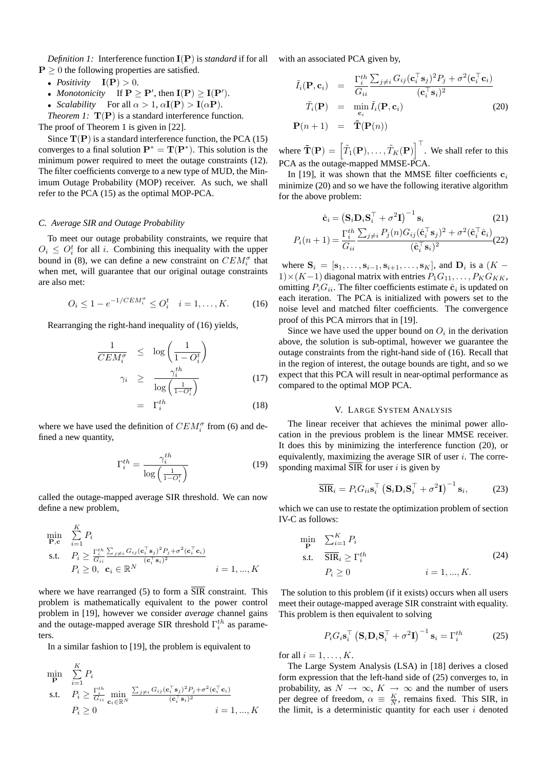*Definition 1:* Interference function $\mathbf{I}(\mathbf{P})$ is *standard* if for all $\mathbf{P} \geq 0$ the following properties are satisfied.

- *Positivity* $\quad \mathbf{I}(\mathbf{P}) > 0$.
- *Monotonicity* $\quad$ If $\mathbf{P} \geq \mathbf{P}'$, then $\mathbf{I}(\mathbf{P}) \geq \mathbf{I}(\mathbf{P}')$.
- *Scalability* $\quad$ For all $\alpha > 1$, $\alpha \mathbf{I}(\mathbf{P}) > \mathbf{I}(\alpha \mathbf{P})$.

*Theorem 1:* $\mathbf{T}(\mathbf{P})$ is a standard interference function.

The proof of Theorem 1 is given in [22].

Since $\mathbf{T}(\mathbf{P})$ is a standard interference function, the PCA (15) converges to a final solution $\mathbf{P}^* = \mathbf{T}(\mathbf{P}^*)$. This solution is the minimum power required to meet the outage constraints (12). The filter coefficients converge to a new type of MUD, the Minimum Outage Probability (MOP) receiver. As such, we shall refer to the PCA (15) as the optimal MOP-PCA.

### C. Average SIR and Outage Probability

To meet our outage probability constraints, we require that $O_i \leq O_i^t$ for all $i$. Combining this inequality with the upper bound in (8), we can define a new constraint on $CEM_i^\sigma$ that when met, will guarantee that our original outage constraints are also met:

$$O_i \leq 1 - e^{-1/CEM_i^\sigma} \leq O_i^t \quad i = 1, \ldots, K. \tag{16}$$

Rearranging the right-hand inequality of (16) yields,

$$\begin{aligned}
\frac{1}{CEM_i^\sigma} &\leq \log\left(\frac{1}{1-O_i^t}\right) \\
\gamma_i &\geq \frac{\gamma_i^{th}}{\log\left(\frac{1}{1-O_i^t}\right)} && (17) \\
&= \Gamma_i^{th} && (18)
\end{aligned}$$

where we have used the definition of $CEM_i^\sigma$ from (6) and defined a new quantity,

$$\Gamma_i^{th} = \frac{\gamma_i^{th}}{\log\left(\frac{1}{1-O_i^t}\right)} \tag{19}$$

called the outage-mapped average SIR threshold. We can now define a new problem,

$$\begin{aligned}
\min_{\mathbf{P},\mathbf{c}} \quad & \sum_{i=1}^{K} P_i \\
\text{s.t.} \quad & P_i \geq \frac{\Gamma_i^{th}}{G_{ii}} \frac{\sum_{j\neq i} G_{ij}(\mathbf{c}_i^\top \mathbf{s}_j)^2 P_j + \sigma^2(\mathbf{c}_i^\top \mathbf{c}_i)}{(\mathbf{c}_i^\top \mathbf{s}_i)^2} \\
& P_i \geq 0, \ \mathbf{c}_i \in \mathbb{R}^N \qquad\qquad i = 1, ..., K
\end{aligned}$$

where we have rearranged (5) to form a $\overline{\text{SIR}}$ constraint. This problem is mathematically equivalent to the power control problem in [19], however we consider *average* channel gains and the outage-mapped average SIR threshold $\Gamma_i^{th}$ as parameters.

In a similar fashion to [19], the problem is equivalent to

$$\begin{aligned}
\min_{\mathbf{P}} \quad & \sum_{i=1}^{K} P_i \\
\text{s.t.} \quad & P_i \geq \frac{\Gamma_i^{th}}{G_{ii}} \min_{\mathbf{c}_i \in \mathbb{R}^N} \frac{\sum_{j\neq i} G_{ij}(\mathbf{c}_i^\top \mathbf{s}_j)^2 P_j + \sigma^2(\mathbf{c}_i^\top \mathbf{c}_i)}{(\mathbf{c}_i^\top \mathbf{s}_i)^2} \\
& P_i \geq 0 \qquad\qquad i = 1, ..., K
\end{aligned}$$

with an associated PCA given by,

$$\begin{aligned}
\tilde{I}_i(\mathbf{P}, \mathbf{c}_i) &= \frac{\Gamma_i^{th}}{G_{ii}} \frac{\sum_{j\neq i} G_{ij}(\mathbf{c}_i^\top \mathbf{s}_j)^2 P_j + \sigma^2(\mathbf{c}_i^\top \mathbf{c}_i)}{(\mathbf{c}_i^\top \mathbf{s}_i)^2} \\
\tilde{T}_i(\mathbf{P}) &= \min_{\mathbf{c}_i} \tilde{I}_i(\mathbf{P}, \mathbf{c}_i) \qquad\qquad (20) \\
\mathbf{P}(n+1) &= \tilde{\mathbf{T}}(\mathbf{P}(n))
\end{aligned}$$

where $\tilde{\mathbf{T}}(\mathbf{P}) = \left[\tilde{T}_1(\mathbf{P}), \ldots, \tilde{T}_K(\mathbf{P})\right]^\top$. We shall refer to this PCA as the outage-mapped MMSE-PCA.

In [19], it was shown that the MMSE filter coefficients $\mathbf{c}_i$ minimize (20) and so we have the following iterative algorithm for the above problem:

$$\hat{\mathbf{c}}_i = \left(\mathbf{S}_i \mathbf{D}_i \mathbf{S}_i^\top + \sigma^2 \mathbf{I}\right)^{-1} \mathbf{s}_i \tag{21}$$

$$P_i(n+1) = \frac{\Gamma_i^{th}}{G_{ii}} \frac{\sum_{j\neq i} P_j(n) G_{ij}(\hat{\mathbf{c}}_i^\top \mathbf{s}_j)^2 + \sigma^2(\hat{\mathbf{c}}_i^\top \hat{\mathbf{c}}_i)}{(\hat{\mathbf{c}}_i^\top \mathbf{s}_i)^2} \tag{22}$$

where $\mathbf{S}_i = [\mathbf{s}_1, \ldots, \mathbf{s}_{i-1}, \mathbf{s}_{i+1}, \ldots, \mathbf{s}_K]$, and $\mathbf{D}_i$ is a $(K-1) \times (K-1)$ diagonal matrix with entries $P_1 G_{11}, \ldots, P_K G_{KK}$, omitting $P_i G_{ii}$. The filter coefficients estimate $\hat{\mathbf{c}}_i$ is updated on each iteration. The PCA is initialized with powers set to the noise level and matched filter coefficients. The convergence proof of this PCA mirrors that in [19].

Since we have used the upper bound on $O_i$ in the derivation above, the solution is sub-optimal, however we guarantee the outage constraints from the right-hand side of (16). Recall that in the region of interest, the outage bounds are tight, and so we expect that this PCA will result in near-optimal performance as compared to the optimal MOP PCA.

## V. Large System Analysis

The linear receiver that achieves the minimal power allocation in the previous problem is the linear MMSE receiver. It does this by minimizing the interference function (20), or equivalently, maximizing the average SIR of user $i$. The corresponding maximal $\overline{\text{SIR}}$ for user $i$ is given by

$$\overline{\text{SIR}}_i = P_i G_{ii} \mathbf{s}_i^\top \left(\mathbf{S}_i \mathbf{D}_i \mathbf{S}_i^\top + \sigma^2 \mathbf{I}\right)^{-1} \mathbf{s}_i, \tag{23}$$

which we can use to restate the optimization problem of section IV-C as follows:

$$\begin{aligned}
\min_{\mathbf{P}} \quad & \sum_{i=1}^{K} P_i \\
\text{s.t.} \quad & \overline{\text{SIR}}_i \geq \Gamma_i^{th} \qquad\qquad (24) \\
& P_i \geq 0 \qquad\qquad i = 1, ..., K.
\end{aligned}$$

The solution to this problem (if it exists) occurs when all users meet their outage-mapped average SIR constraint with equality. This problem is then equivalent to solving

$$P_i G_i \mathbf{s}_i^\top \left(\mathbf{S}_i \mathbf{D}_i \mathbf{S}_i^\top + \sigma^2 \mathbf{I}\right)^{-1} \mathbf{s}_i = \Gamma_i^{th} \tag{25}$$

for all $i = 1, \ldots, K$.

The Large System Analysis (LSA) in [18] derives a closed form expression that the left-hand side of (25) converges to, in probability, as $N \rightarrow \infty$, $K \rightarrow \infty$ and the number of users per degree of freedom, $\alpha \equiv \frac{K}{N}$, remains fixed. This SIR, in the limit, is a deterministic quantity for each user $i$ denoted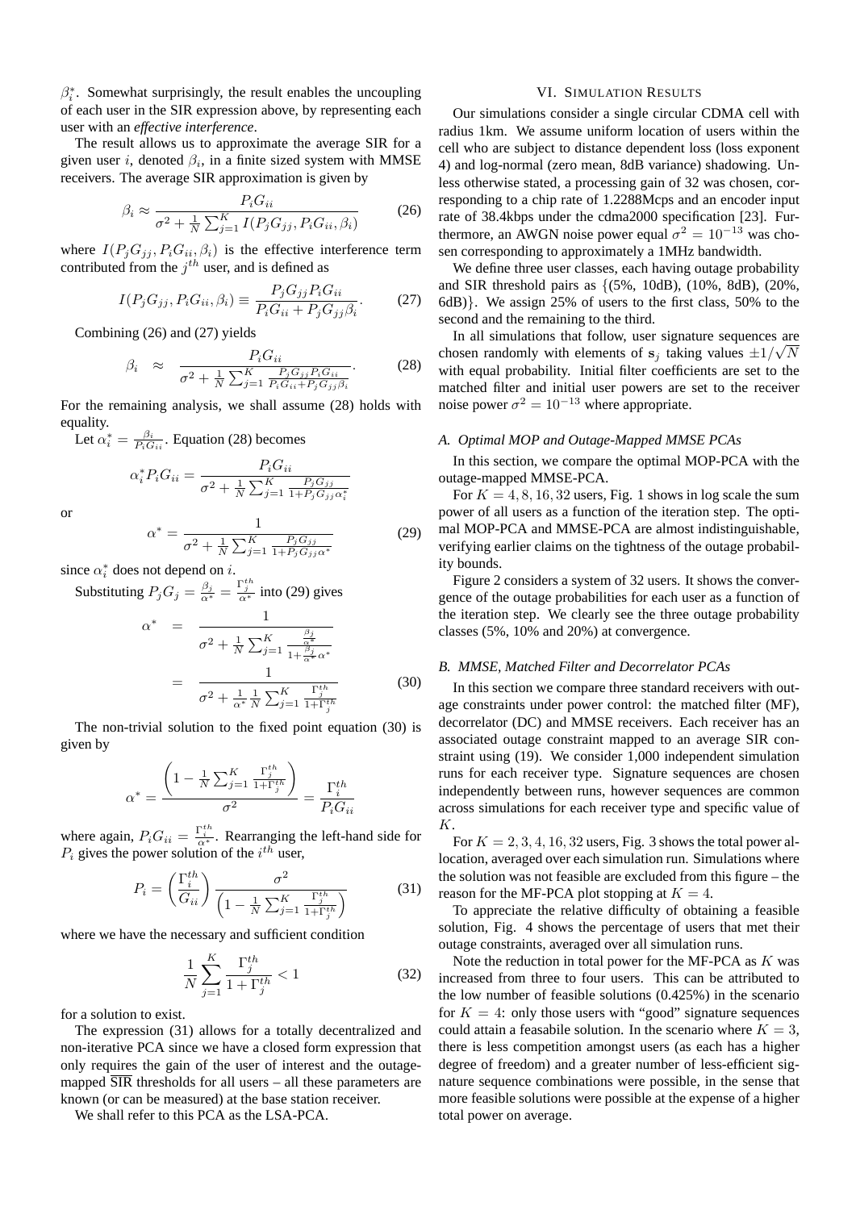$\beta_i^*$. Somewhat surprisingly, the result enables the uncoupling of each user in the SIR expression above, by representing each user with an *effective interference*.

The result allows us to approximate the average SIR for a given user $i$, denoted $\beta_i$, in a finite sized system with MMSE receivers. The average SIR approximation is given by

$$\beta_i \approx \frac{P_i G_{ii}}{\sigma^2 + \frac{1}{N}\sum_{j=1}^{K} I(P_j G_{jj}, P_i G_{ii}, \beta_i)} \tag{26}$$

where $I(P_j G_{jj}, P_i G_{ii}, \beta_i)$ is the effective interference term contributed from the $j^{th}$ user, and is defined as

$$I(P_j G_{jj}, P_i G_{ii}, \beta_i) \equiv \frac{P_j G_{jj} P_i G_{ii}}{P_i G_{ii} + P_j G_{jj} \beta_i}. \tag{27}$$

Combining (26) and (27) yields

$$\beta_i \approx \frac{P_i G_{ii}}{\sigma^2 + \frac{1}{N}\sum_{j=1}^{K} \frac{P_j G_{jj} P_i G_{ii}}{P_i G_{ii} + P_j G_{jj} \beta_i}}. \tag{28}$$

For the remaining analysis, we shall assume (28) holds with equality.

Let $\alpha_i^* = \frac{\beta_i}{P_i G_{ii}}$. Equation (28) becomes

$$\alpha_i^* P_i G_{ii} = \frac{P_i G_{ii}}{\sigma^2 + \frac{1}{N}\sum_{j=1}^{K} \frac{P_j G_{jj}}{1 + P_j G_{jj} \alpha_i^*}}$$

or

$$\alpha^* = \frac{1}{\sigma^2 + \frac{1}{N}\sum_{j=1}^{K} \frac{P_j G_{jj}}{1 + P_j G_{jj} \alpha^*}} \tag{29}$$

since $\alpha_i^*$ does not depend on $i$.

Substituting $P_j G_j = \frac{\beta_j}{\alpha^*} = \frac{\Gamma_j^{th}}{\alpha^*}$ into (29) gives

$$\begin{aligned}
\alpha^* &= \frac{1}{\sigma^2 + \frac{1}{N}\sum_{j=1}^{K} \frac{\frac{\beta_j}{\alpha^*}}{1 + \frac{\beta_j}{\alpha^*}\alpha^*}} \\
&= \frac{1}{\sigma^2 + \frac{1}{\alpha^*}\frac{1}{N}\sum_{j=1}^{K} \frac{\Gamma_j^{th}}{1 + \Gamma_j^{th}}}
\end{aligned} \tag{30}$$

The non-trivial solution to the fixed point equation (30) is given by

$$\alpha^* = \frac{\left(1 - \frac{1}{N}\sum_{j=1}^{K} \frac{\Gamma_j^{th}}{1 + \Gamma_j^{th}}\right)}{\sigma^2} = \frac{\Gamma_i^{th}}{P_i G_{ii}}$$

where again, $P_i G_{ii} = \frac{\Gamma_i^{th}}{\alpha^*}$. Rearranging the left-hand side for $P_i$ gives the power solution of the $i^{th}$ user,

$$P_i = \left(\frac{\Gamma_i^{th}}{G_{ii}}\right) \frac{\sigma^2}{\left(1 - \frac{1}{N}\sum_{j=1}^{K} \frac{\Gamma_j^{th}}{1 + \Gamma_j^{th}}\right)} \tag{31}$$

where we have the necessary and sufficient condition

$$\frac{1}{N}\sum_{j=1}^{K} \frac{\Gamma_j^{th}}{1 + \Gamma_j^{th}} < 1 \tag{32}$$

for a solution to exist.

The expression (31) allows for a totally decentralized and non-iterative PCA since we have a closed form expression that only requires the gain of the user of interest and the outage-mapped $\overline{\text{SIR}}$ thresholds for all users – all these parameters are known (or can be measured) at the base station receiver.

We shall refer to this PCA as the LSA-PCA.

## VI. Simulation Results

Our simulations consider a single circular CDMA cell with radius 1km. We assume uniform location of users within the cell who are subject to distance dependent loss (loss exponent 4) and log-normal (zero mean, 8dB variance) shadowing. Unless otherwise stated, a processing gain of 32 was chosen, corresponding to a chip rate of 1.2288Mcps and an encoder input rate of 38.4kbps under the cdma2000 specification [23]. Furthermore, an AWGN noise power equal $\sigma^2 = 10^{-13}$ was chosen corresponding to approximately a 1MHz bandwidth.

We define three user classes, each having outage probability and SIR threshold pairs as {(5%, 10dB), (10%, 8dB), (20%, 6dB)}. We assign 25% of users to the first class, 50% to the second and the remaining to the third.

In all simulations that follow, user signature sequences are chosen randomly with elements of $\mathbf{s}_j$ taking values $\pm 1/\sqrt{N}$ with equal probability. Initial filter coefficients are set to the matched filter and initial user powers are set to the receiver noise power $\sigma^2 = 10^{-13}$ where appropriate.

### A. Optimal MOP and Outage-Mapped MMSE PCAs

In this section, we compare the optimal MOP-PCA with the outage-mapped MMSE-PCA.

For $K = 4, 8, 16, 32$ users, Fig. 1 shows in log scale the sum power of all users as a function of the iteration step. The optimal MOP-PCA and MMSE-PCA are almost indistinguishable, verifying earlier claims on the tightness of the outage probability bounds.

Figure 2 considers a system of 32 users. It shows the convergence of the outage probabilities for each user as a function of the iteration step. We clearly see the three outage probability classes (5%, 10% and 20%) at convergence.

### B. MMSE, Matched Filter and Decorrelator PCAs

In this section we compare three standard receivers with outage constraints under power control: the matched filter (MF), decorrelator (DC) and MMSE receivers. Each receiver has an associated outage constraint mapped to an average SIR constraint using (19). We consider 1,000 independent simulation runs for each receiver type. Signature sequences are chosen independently between runs, however sequences are common across simulations for each receiver type and specific value of $K$.

For $K = 2, 3, 4, 16, 32$ users, Fig. 3 shows the total power allocation, averaged over each simulation run. Simulations where the solution was not feasible are excluded from this figure – the reason for the MF-PCA plot stopping at $K = 4$.

To appreciate the relative difficulty of obtaining a feasible solution, Fig. 4 shows the percentage of users that met their outage constraints, averaged over all simulation runs.

Note the reduction in total power for the MF-PCA as $K$ was increased from three to four users. This can be attributed to the low number of feasible solutions (0.425%) in the scenario for $K = 4$: only those users with "good" signature sequences could attain a feasabile solution. In the scenario where $K = 3$, there is less competition amongst users (as each has a higher degree of freedom) and a greater number of less-efficient signature sequence combinations were possible, in the sense that more feasible solutions were possible at the expense of a higher total power on average.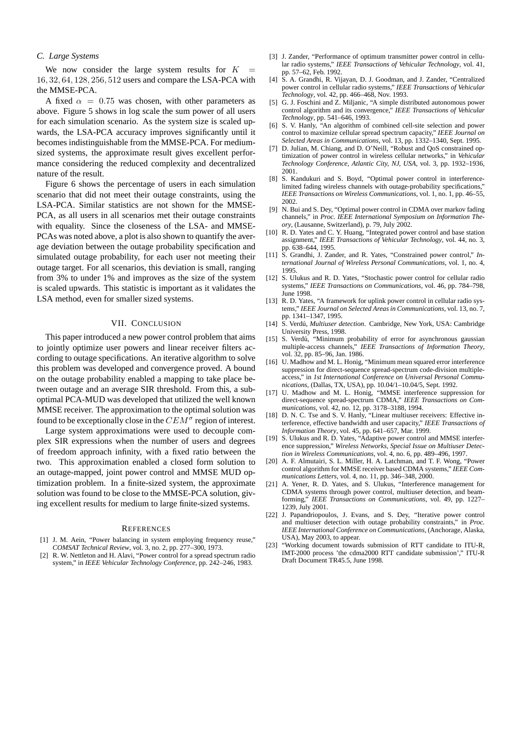### C. Large Systems

We now consider the large system results for $K = 16, 32, 64, 128, 256, 512$ users and compare the LSA-PCA with the MMSE-PCA.

A fixed $\alpha = 0.75$ was chosen, with other parameters as above. Figure 5 shows in log scale the sum power of all users for each simulation scenario. As the system size is scaled upwards, the LSA-PCA accuracy improves significantly until it becomes indistinguishable from the MMSE-PCA. For medium-sized systems, the approximate result gives excellent performance considering the reduced complexity and decentralized nature of the result.

Figure 6 shows the percentage of users in each simulation scenario that did not meet their outage constraints, using the LSA-PCA. Similar statistics are not shown for the MMSE-PCA, as all users in all scenarios met their outage constraints with equality. Since the closeness of the LSA- and MMSE-PCAs was noted above, a plot is also shown to quantify the average deviation between the outage probability specification and simulated outage probability, for each user not meeting their outage target. For all scenarios, this deviation is small, ranging from 3% to under 1% and improves as the size of the system is scaled upwards. This statistic is important as it validates the LSA method, even for smaller sized systems.

## VII. Conclusion

This paper introduced a new power control problem that aims to jointly optimize user powers and linear receiver filters according to outage specifications. An iterative algorithm to solve this problem was developed and convergence proved. A bound on the outage probability enabled a mapping to take place between outage and an average SIR threshold. From this, a suboptimal PCA-MUD was developed that utilized the well known MMSE receiver. The approximation to the optimal solution was found to be exceptionally close in the $CEM^{\sigma}$ region of interest.

Large system approximations were used to decouple complex SIR expressions when the number of users and degrees of freedom approach infinity, with a fixed ratio between the two. This approximation enabled a closed form solution to an outage-mapped, joint power control and MMSE MUD optimization problem. In a finite-sized system, the approximate solution was found to be close to the MMSE-PCA solution, giving excellent results for medium to large finite-sized systems.

## References

[1] J. M. Aein, "Power balancing in system employing frequency reuse," *COMSAT Technical Review*, vol. 3, no. 2, pp. 277–300, 1973.

[2] R. W. Nettleton and H. Alavi, "Power control for a spread spectrum radio system," in *IEEE Vehicular Technology Conference*, pp. 242–246, 1983.

[3] J. Zander, "Performance of optimum transmitter power control in cellular radio systems," *IEEE Transactions of Vehicular Technology*, vol. 41, pp. 57–62, Feb. 1992.

[4] S. A. Grandhi, R. Vijayan, D. J. Goodman, and J. Zander, "Centralized power control in cellular radio systems," *IEEE Transactions of Vehicular Technology*, vol. 42, pp. 466–468, Nov. 1993.

[5] G. J. Foschini and Z. Miljanic, "A simple distributed autonomous power control algorithm and its convergence," *IEEE Transactions of Vehicular Technology*, pp. 541–646, 1993.

[6] S. V. Hanly, "An algorithm of combined cell-site selection and power control to maximize cellular spread spectrum capacity," *IEEE Journal on Selected Areas in Communications*, vol. 13, pp. 1332–1340, Sept. 1995.

[7] D. Julian, M. Chiang, and D. O'Neill, "Robust and QoS constrained optimization of power control in wireless cellular networks," in *Vehicular Technology Conference, Atlantic City, NJ, USA*, vol. 3, pp. 1932–1936, 2001.

[8] S. Kandukuri and S. Boyd, "Optimal power control in interference-limited fading wireless channels with outage-probability specifications," *IEEE Transactions on Wireless Communications*, vol. 1, no. 1, pp. 46–55, 2002.

[9] N. Bui and S. Dey, "Optimal power control in CDMA over markov fading channels," in *Proc. IEEE International Symposium on Information Theory*, (Lausanne, Switzerland), p. 79, July 2002.

[10] R. D. Yates and C. Y. Huang, "Integrated power control and base station assignment," *IEEE Transactions of Vehicular Technology*, vol. 44, no. 3, pp. 638–644, 1995.

[11] S. Grandhi, J. Zander, and R. Yates, "Constrained power control," *International Journal of Wireless Personal Communications*, vol. 1, no. 4, 1995.

[12] S. Ulukus and R. D. Yates, "Stochastic power control for cellular radio systems," *IEEE Transactions on Communications*, vol. 46, pp. 784–798, June 1998.

[13] R. D. Yates, "A framework for uplink power control in cellular radio systems," *IEEE Journal on Selected Areas in Communications*, vol. 13, no. 7, pp. 1341–1347, 1995.

[14] S. Verdú, *Multiuser detection*. Cambridge, New York, USA: Cambridge University Press, 1998.

[15] S. Verdú, "Minimum probability of error for asynchronous gaussian multiple-access channels," *IEEE Transactions of Information Theory*, vol. 32, pp. 85–96, Jan. 1986.

[16] U. Madhow and M. L. Honig, "Minimum mean squared error interference suppression for direct-sequence spread-spectrum code-division multiple-access," in *1st International Conference on Universal Personal Communications*, (Dallas, TX, USA), pp. 10.04/1–10.04/5, Sept. 1992.

[17] U. Madhow and M. L. Honig, "MMSE interference suppression for direct-sequence spread-spectrum CDMA," *IEEE Transactions on Communications*, vol. 42, no. 12, pp. 3178–3188, 1994.

[18] D. N. C. Tse and S. V. Hanly, "Linear multiuser receivers: Effective interference, effective bandwidth and user capacity," *IEEE Transactions of Information Theory*, vol. 45, pp. 641–657, Mar. 1999.

[19] S. Ulukus and R. D. Yates, "Adaptive power control and MMSE interference suppression," *Wireless Networks, Special Issue on Multiuser Detection in Wireless Communications*, vol. 4, no. 6, pp. 489–496, 1997.

[20] A. F. Almutairi, S. L. Miller, H. A. Latchman, and T. F. Wong, "Power control algorithm for MMSE receiver based CDMA systems," *IEEE Communications Letters*, vol. 4, no. 11, pp. 346–348, 2000.

[21] A. Yener, R. D. Yates, and S. Ulukus, "Interference management for CDMA systems through power control, multiuser detection, and beamforming," *IEEE Transactions on Communications*, vol. 49, pp. 1227–1239, July 2001.

[22] J. Papandriopoulos, J. Evans, and S. Dey, "Iterative power control and multiuser detection with outage probability constraints," in *Proc. IEEE International Conference on Communications*, (Anchorage, Alaska, USA), May 2003, to appear.

[23] "Working document towards submission of RTT candidate to ITU-R, IMT-2000 process 'the cdma2000 RTT candidate submission'," ITU-R Draft Document TR45.5, June 1998.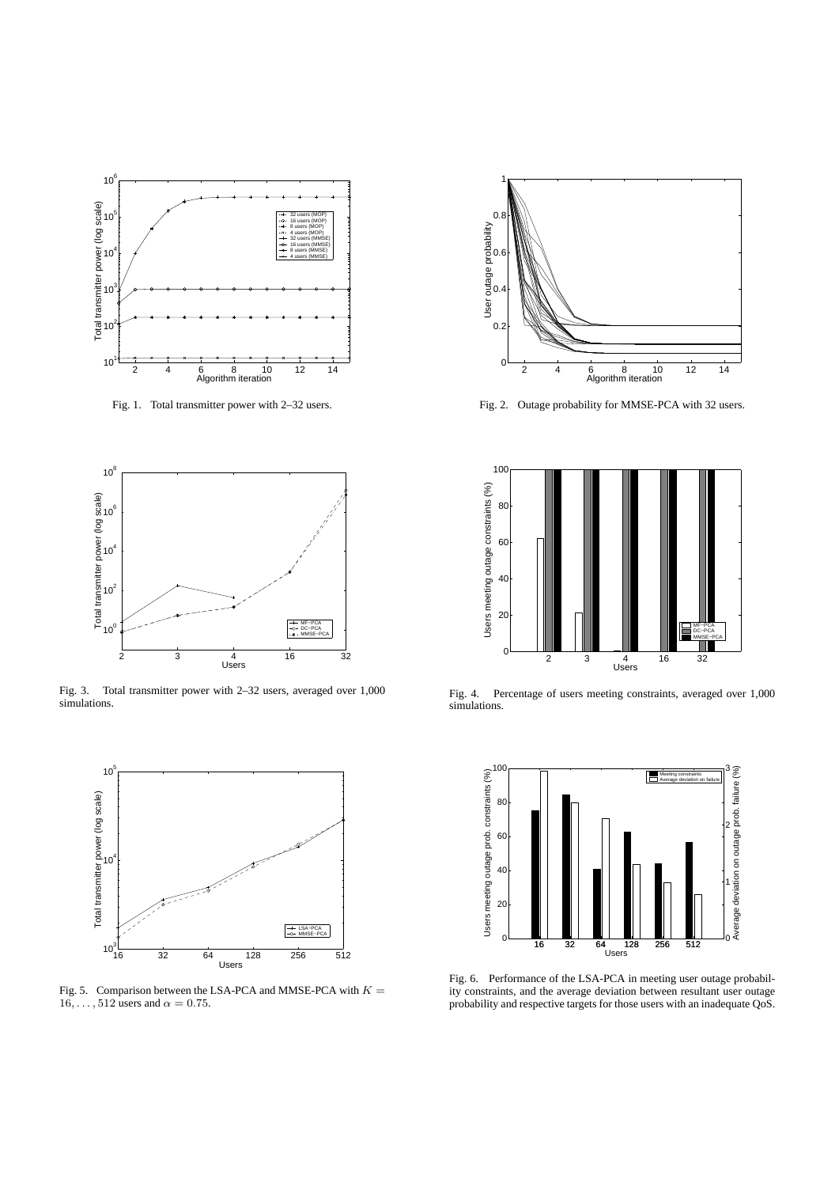Total transmitter power (log scale)

Algorithm iteration

32 users (MOP)
16 users (MOP)
8 users (MOP)
4 users (MOP)
32 users (MMSE)
16 users (MMSE)
8 users (MMSE)
4 users (MMSE)

Fig. 1. Total transmitter power with 2–32 users.

User outage probability

Algorithm iteration

Fig. 2. Outage probability for MMSE-PCA with 32 users.

Total transmitter power (log scale)

Users

MF−PCA
DC−PCA
MMSE−PCA

Fig. 3. Total transmitter power with 2–32 users, averaged over 1,000 simulations.

Users meeting outage constraints (%)

Users

MF−PCA
DC−PCA
MMSE−PCA

Fig. 4. Percentage of users meeting constraints, averaged over 1,000 simulations.

Total transmitter power (log scale)

Users

LSA−PCA
MMSE−PCA

Fig. 5. Comparison between the LSA-PCA and MMSE-PCA with $K = 16, \ldots, 512$ users and $\alpha = 0.75$.

Users meeting outage prob. constraints (%)

Average deviation on outage prob. failure (%)

Users

Meeting constraints
Average deviation on failure

Fig. 6. Performance of the LSA-PCA in meeting user outage probability constraints, and the average deviation between resultant user outage probability and respective targets for those users with an inadequate QoS.